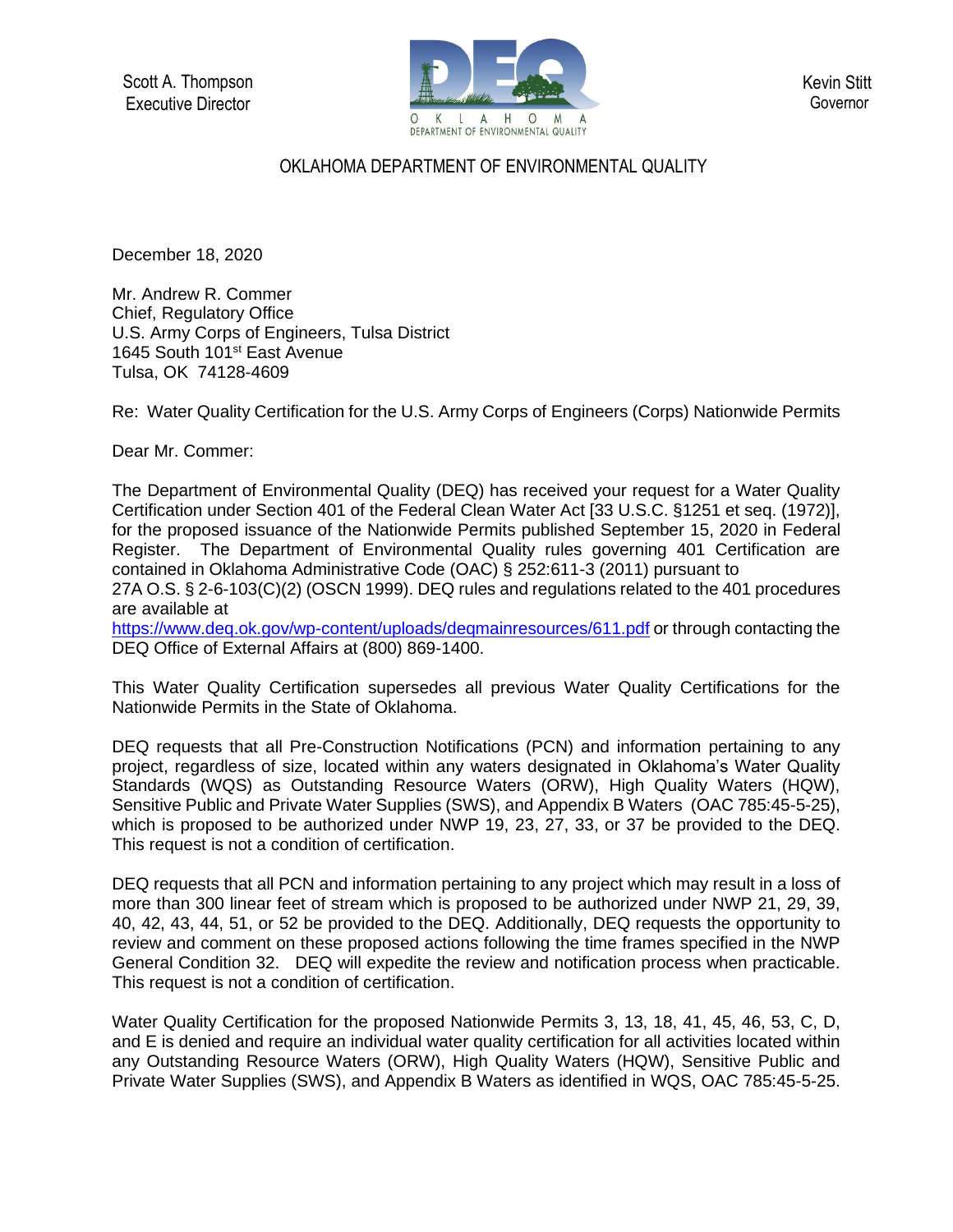Scott A. Thompson
Executive Director

OKLAHOMA DEPARTMENT OF ENVIRONMENTAL QUALITY

Kevin Stitt
Governor

# OKLAHOMA DEPARTMENT OF ENVIRONMENTAL QUALITY

December 18, 2020

Mr. Andrew R. Commer
Chief, Regulatory Office
U.S. Army Corps of Engineers, Tulsa District
1645 South 101st East Avenue
Tulsa, OK 74128-4609

Re: Water Quality Certification for the U.S. Army Corps of Engineers (Corps) Nationwide Permits

Dear Mr. Commer:

The Department of Environmental Quality (DEQ) has received your request for a Water Quality Certification under Section 401 of the Federal Clean Water Act [33 U.S.C. §1251 et seq. (1972)], for the proposed issuance of the Nationwide Permits published September 15, 2020 in Federal Register. The Department of Environmental Quality rules governing 401 Certification are contained in Oklahoma Administrative Code (OAC) § 252:611-3 (2011) pursuant to 27A O.S. § 2-6-103(C)(2) (OSCN 1999). DEQ rules and regulations related to the 401 procedures are available at https://www.deq.ok.gov/wp-content/uploads/deqmainresources/611.pdf or through contacting the DEQ Office of External Affairs at (800) 869-1400.

This Water Quality Certification supersedes all previous Water Quality Certifications for the Nationwide Permits in the State of Oklahoma.

DEQ requests that all Pre-Construction Notifications (PCN) and information pertaining to any project, regardless of size, located within any waters designated in Oklahoma's Water Quality Standards (WQS) as Outstanding Resource Waters (ORW), High Quality Waters (HQW), Sensitive Public and Private Water Supplies (SWS), and Appendix B Waters (OAC 785:45-5-25), which is proposed to be authorized under NWP 19, 23, 27, 33, or 37 be provided to the DEQ. This request is not a condition of certification.

DEQ requests that all PCN and information pertaining to any project which may result in a loss of more than 300 linear feet of stream which is proposed to be authorized under NWP 21, 29, 39, 40, 42, 43, 44, 51, or 52 be provided to the DEQ. Additionally, DEQ requests the opportunity to review and comment on these proposed actions following the time frames specified in the NWP General Condition 32. DEQ will expedite the review and notification process when practicable. This request is not a condition of certification.

Water Quality Certification for the proposed Nationwide Permits 3, 13, 18, 41, 45, 46, 53, C, D, and E is denied and require an individual water quality certification for all activities located within any Outstanding Resource Waters (ORW), High Quality Waters (HQW), Sensitive Public and Private Water Supplies (SWS), and Appendix B Waters as identified in WQS, OAC 785:45-5-25.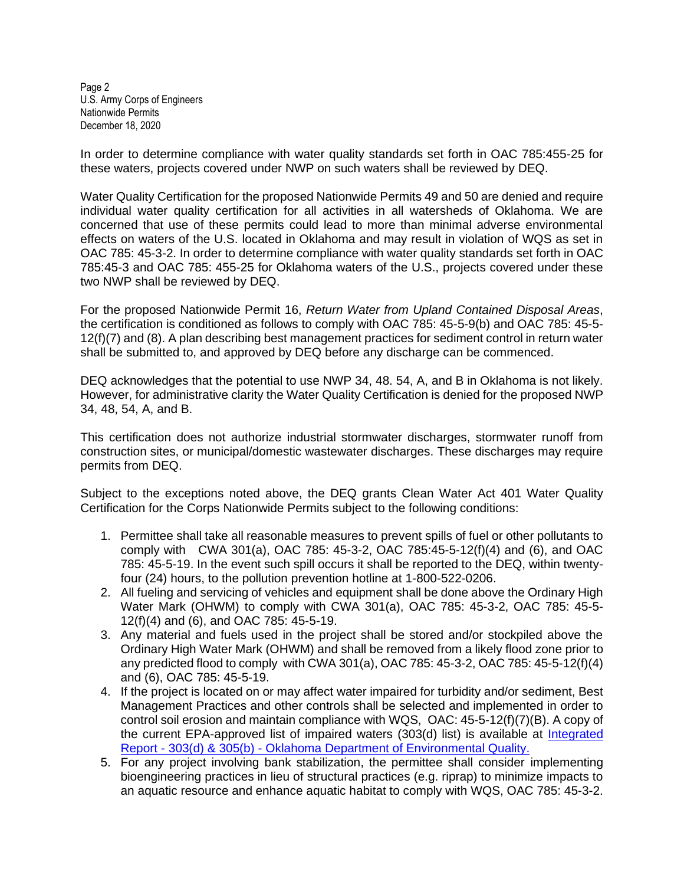In order to determine compliance with water quality standards set forth in OAC 785:455-25 for these waters, projects covered under NWP on such waters shall be reviewed by DEQ.

Water Quality Certification for the proposed Nationwide Permits 49 and 50 are denied and require individual water quality certification for all activities in all watersheds of Oklahoma. We are concerned that use of these permits could lead to more than minimal adverse environmental effects on waters of the U.S. located in Oklahoma and may result in violation of WQS as set in OAC 785: 45-3-2. In order to determine compliance with water quality standards set forth in OAC 785:45-3 and OAC 785: 455-25 for Oklahoma waters of the U.S., projects covered under these two NWP shall be reviewed by DEQ.

For the proposed Nationwide Permit 16, *Return Water from Upland Contained Disposal Areas*, the certification is conditioned as follows to comply with OAC 785: 45-5-9(b) and OAC 785: 45-5-12(f)(7) and (8). A plan describing best management practices for sediment control in return water shall be submitted to, and approved by DEQ before any discharge can be commenced.

DEQ acknowledges that the potential to use NWP 34, 48. 54, A, and B in Oklahoma is not likely. However, for administrative clarity the Water Quality Certification is denied for the proposed NWP 34, 48, 54, A, and B.

This certification does not authorize industrial stormwater discharges, stormwater runoff from construction sites, or municipal/domestic wastewater discharges. These discharges may require permits from DEQ.

Subject to the exceptions noted above, the DEQ grants Clean Water Act 401 Water Quality Certification for the Corps Nationwide Permits subject to the following conditions:

1. Permittee shall take all reasonable measures to prevent spills of fuel or other pollutants to comply with CWA 301(a), OAC 785: 45-3-2, OAC 785:45-5-12(f)(4) and (6), and OAC 785: 45-5-19. In the event such spill occurs it shall be reported to the DEQ, within twenty-four (24) hours, to the pollution prevention hotline at 1-800-522-0206.
2. All fueling and servicing of vehicles and equipment shall be done above the Ordinary High Water Mark (OHWM) to comply with CWA 301(a), OAC 785: 45-3-2, OAC 785: 45-5-12(f)(4) and (6), and OAC 785: 45-5-19.
3. Any material and fuels used in the project shall be stored and/or stockpiled above the Ordinary High Water Mark (OHWM) and shall be removed from a likely flood zone prior to any predicted flood to comply with CWA 301(a), OAC 785: 45-3-2, OAC 785: 45-5-12(f)(4) and (6), OAC 785: 45-5-19.
4. If the project is located on or may affect water impaired for turbidity and/or sediment, Best Management Practices and other controls shall be selected and implemented in order to control soil erosion and maintain compliance with WQS, OAC: 45-5-12(f)(7)(B). A copy of the current EPA-approved list of impaired waters (303(d) list) is available at [Integrated Report - 303(d) & 305(b) - Oklahoma Department of Environmental Quality.]
5. For any project involving bank stabilization, the permittee shall consider implementing bioengineering practices in lieu of structural practices (e.g. riprap) to minimize impacts to an aquatic resource and enhance aquatic habitat to comply with WQS, OAC 785: 45-3-2.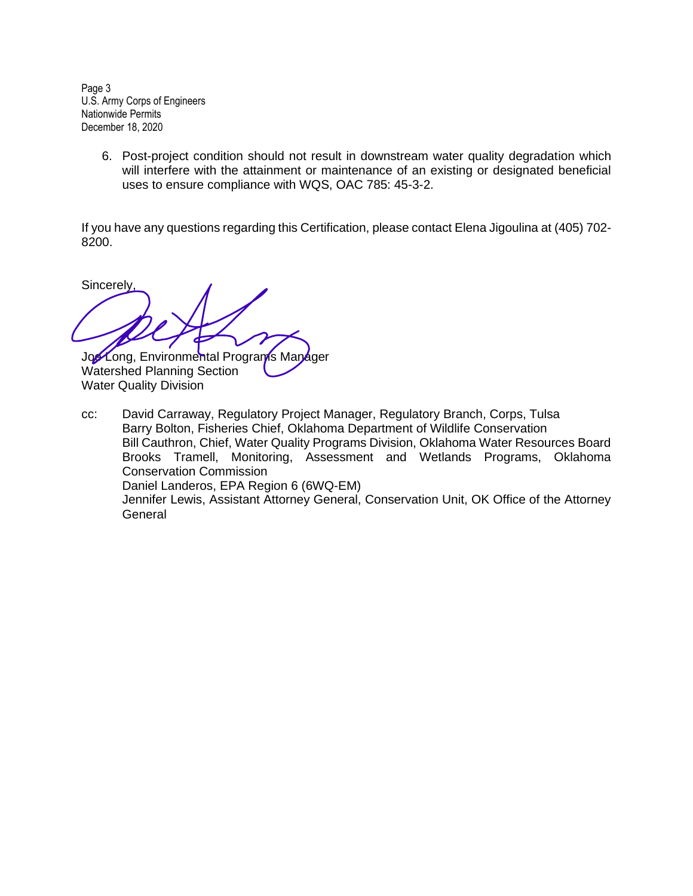6. Post-project condition should not result in downstream water quality degradation which will interfere with the attainment or maintenance of an existing or designated beneficial uses to ensure compliance with WQS, OAC 785: 45-3-2.

If you have any questions regarding this Certification, please contact Elena Jigoulina at (405) 702-8200.

Sincerely,

Joe Long, Environmental Programs Manager
Watershed Planning Section
Water Quality Division

cc: David Carraway, Regulatory Project Manager, Regulatory Branch, Corps, Tulsa
Barry Bolton, Fisheries Chief, Oklahoma Department of Wildlife Conservation
Bill Cauthron, Chief, Water Quality Programs Division, Oklahoma Water Resources Board
Brooks Tramell, Monitoring, Assessment and Wetlands Programs, Oklahoma Conservation Commission
Daniel Landeros, EPA Region 6 (6WQ-EM)
Jennifer Lewis, Assistant Attorney General, Conservation Unit, OK Office of the Attorney General